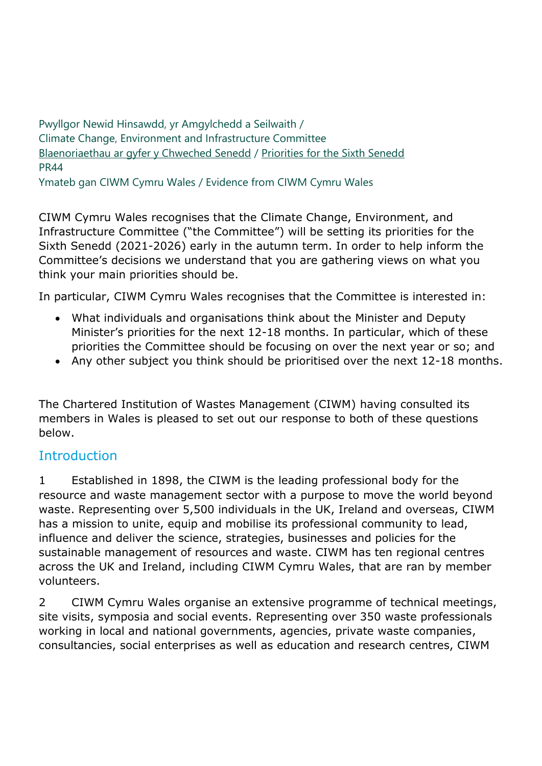Pwyllgor Newid Hinsawdd, yr Amgylchedd a Seilwaith /
Climate Change, Environment and Infrastructure Committee
Blaenoriaethau ar gyfer y Chweched Senedd / Priorities for the Sixth Senedd
PR44
Ymateb gan CIWM Cymru Wales / Evidence from CIWM Cymru Wales

CIWM Cymru Wales recognises that the Climate Change, Environment, and Infrastructure Committee ("the Committee") will be setting its priorities for the Sixth Senedd (2021-2026) early in the autumn term. In order to help inform the Committee's decisions we understand that you are gathering views on what you think your main priorities should be.

In particular, CIWM Cymru Wales recognises that the Committee is interested in:

- What individuals and organisations think about the Minister and Deputy Minister's priorities for the next 12-18 months. In particular, which of these priorities the Committee should be focusing on over the next year or so; and
- Any other subject you think should be prioritised over the next 12-18 months.

The Chartered Institution of Wastes Management (CIWM) having consulted its members in Wales is pleased to set out our response to both of these questions below.

## Introduction

1 Established in 1898, the CIWM is the leading professional body for the resource and waste management sector with a purpose to move the world beyond waste. Representing over 5,500 individuals in the UK, Ireland and overseas, CIWM has a mission to unite, equip and mobilise its professional community to lead, influence and deliver the science, strategies, businesses and policies for the sustainable management of resources and waste. CIWM has ten regional centres across the UK and Ireland, including CIWM Cymru Wales, that are ran by member volunteers.

2 CIWM Cymru Wales organise an extensive programme of technical meetings, site visits, symposia and social events. Representing over 350 waste professionals working in local and national governments, agencies, private waste companies, consultancies, social enterprises as well as education and research centres, CIWM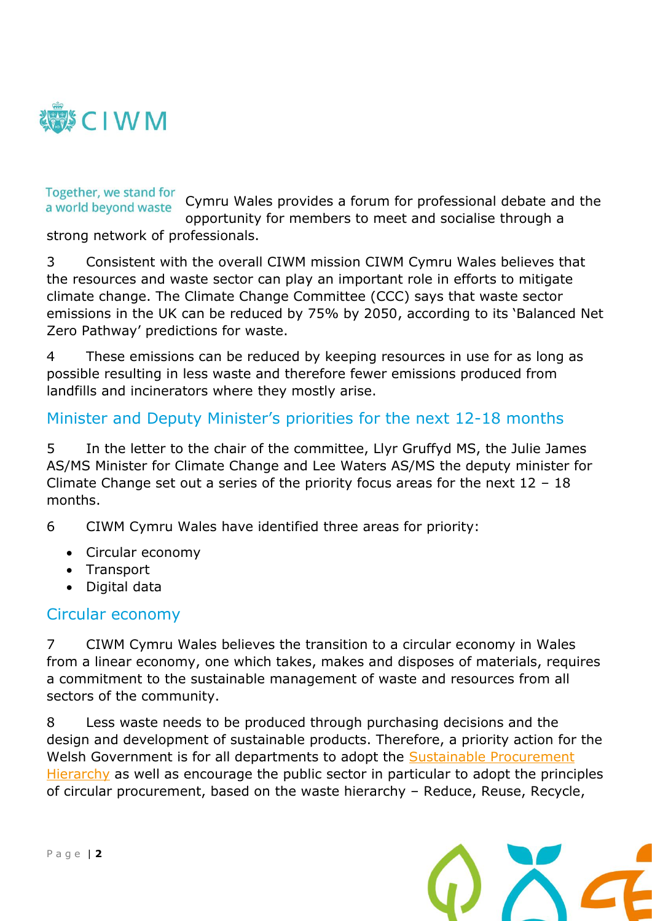Together, we stand for a world beyond waste

Cymru Wales provides a forum for professional debate and the opportunity for members to meet and socialise through a strong network of professionals.

3 Consistent with the overall CIWM mission CIWM Cymru Wales believes that the resources and waste sector can play an important role in efforts to mitigate climate change. The Climate Change Committee (CCC) says that waste sector emissions in the UK can be reduced by 75% by 2050, according to its 'Balanced Net Zero Pathway' predictions for waste.

4 These emissions can be reduced by keeping resources in use for as long as possible resulting in less waste and therefore fewer emissions produced from landfills and incinerators where they mostly arise.

## Minister and Deputy Minister's priorities for the next 12-18 months

5 In the letter to the chair of the committee, Llyr Gruffyd MS, the Julie James AS/MS Minister for Climate Change and Lee Waters AS/MS the deputy minister for Climate Change set out a series of the priority focus areas for the next 12 – 18 months.

6 CIWM Cymru Wales have identified three areas for priority:

- Circular economy
- Transport
- Digital data

## Circular economy

7 CIWM Cymru Wales believes the transition to a circular economy in Wales from a linear economy, one which takes, makes and disposes of materials, requires a commitment to the sustainable management of waste and resources from all sectors of the community.

8 Less waste needs to be produced through purchasing decisions and the design and development of sustainable products. Therefore, a priority action for the Welsh Government is for all departments to adopt the Sustainable Procurement Hierarchy as well as encourage the public sector in particular to adopt the principles of circular procurement, based on the waste hierarchy – Reduce, Reuse, Recycle,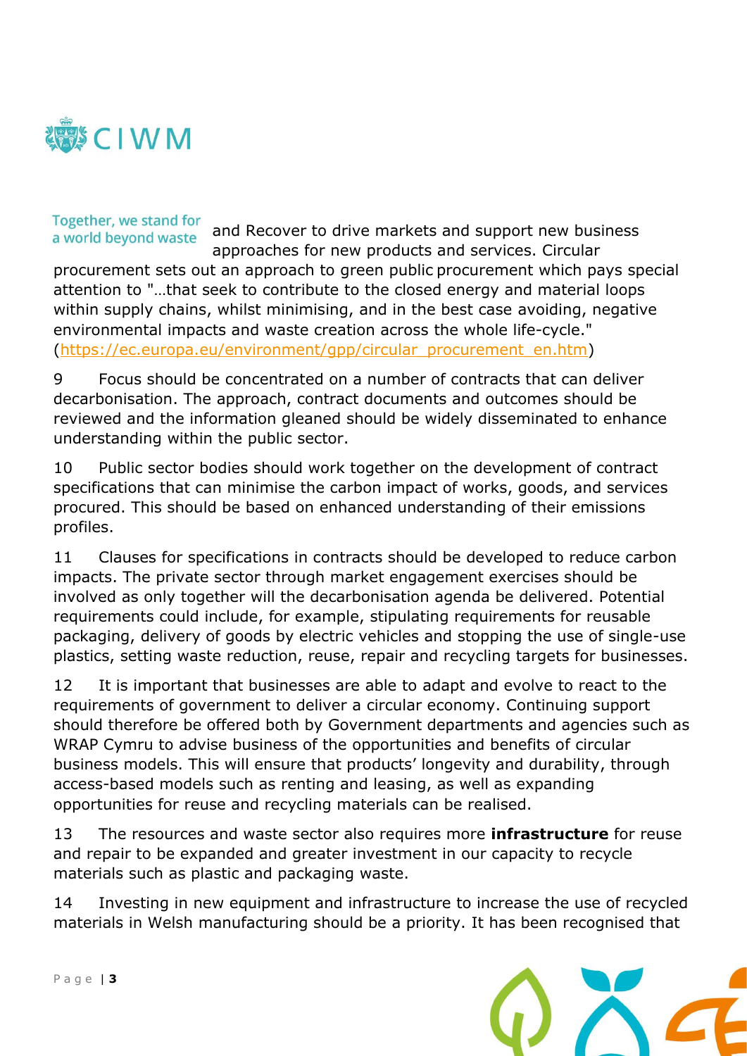and Recover to drive markets and support new business approaches for new products and services. Circular procurement sets out an approach to green public procurement which pays special attention to "…that seek to contribute to the closed energy and material loops within supply chains, whilst minimising, and in the best case avoiding, negative environmental impacts and waste creation across the whole life-cycle." (https://ec.europa.eu/environment/gpp/circular_procurement_en.htm)

9 Focus should be concentrated on a number of contracts that can deliver decarbonisation. The approach, contract documents and outcomes should be reviewed and the information gleaned should be widely disseminated to enhance understanding within the public sector.

10 Public sector bodies should work together on the development of contract specifications that can minimise the carbon impact of works, goods, and services procured. This should be based on enhanced understanding of their emissions profiles.

11 Clauses for specifications in contracts should be developed to reduce carbon impacts. The private sector through market engagement exercises should be involved as only together will the decarbonisation agenda be delivered. Potential requirements could include, for example, stipulating requirements for reusable packaging, delivery of goods by electric vehicles and stopping the use of single-use plastics, setting waste reduction, reuse, repair and recycling targets for businesses.

12 It is important that businesses are able to adapt and evolve to react to the requirements of government to deliver a circular economy. Continuing support should therefore be offered both by Government departments and agencies such as WRAP Cymru to advise business of the opportunities and benefits of circular business models. This will ensure that products' longevity and durability, through access-based models such as renting and leasing, as well as expanding opportunities for reuse and recycling materials can be realised.

13 The resources and waste sector also requires more **infrastructure** for reuse and repair to be expanded and greater investment in our capacity to recycle materials such as plastic and packaging waste.

14 Investing in new equipment and infrastructure to increase the use of recycled materials in Welsh manufacturing should be a priority. It has been recognised that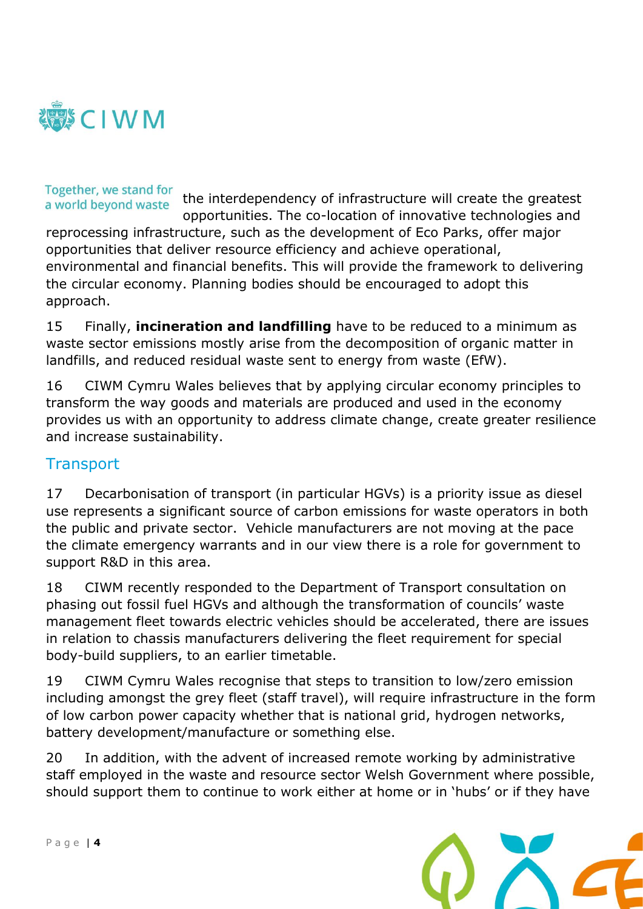the interdependency of infrastructure will create the greatest opportunities. The co-location of innovative technologies and reprocessing infrastructure, such as the development of Eco Parks, offer major opportunities that deliver resource efficiency and achieve operational, environmental and financial benefits. This will provide the framework to delivering the circular economy. Planning bodies should be encouraged to adopt this approach.

15 Finally, **incineration and landfilling** have to be reduced to a minimum as waste sector emissions mostly arise from the decomposition of organic matter in landfills, and reduced residual waste sent to energy from waste (EfW).

16 CIWM Cymru Wales believes that by applying circular economy principles to transform the way goods and materials are produced and used in the economy provides us with an opportunity to address climate change, create greater resilience and increase sustainability.

## Transport

17 Decarbonisation of transport (in particular HGVs) is a priority issue as diesel use represents a significant source of carbon emissions for waste operators in both the public and private sector. Vehicle manufacturers are not moving at the pace the climate emergency warrants and in our view there is a role for government to support R&D in this area.

18 CIWM recently responded to the Department of Transport consultation on phasing out fossil fuel HGVs and although the transformation of councils' waste management fleet towards electric vehicles should be accelerated, there are issues in relation to chassis manufacturers delivering the fleet requirement for special body-build suppliers, to an earlier timetable.

19 CIWM Cymru Wales recognise that steps to transition to low/zero emission including amongst the grey fleet (staff travel), will require infrastructure in the form of low carbon power capacity whether that is national grid, hydrogen networks, battery development/manufacture or something else.

20 In addition, with the advent of increased remote working by administrative staff employed in the waste and resource sector Welsh Government where possible, should support them to continue to work either at home or in 'hubs' or if they have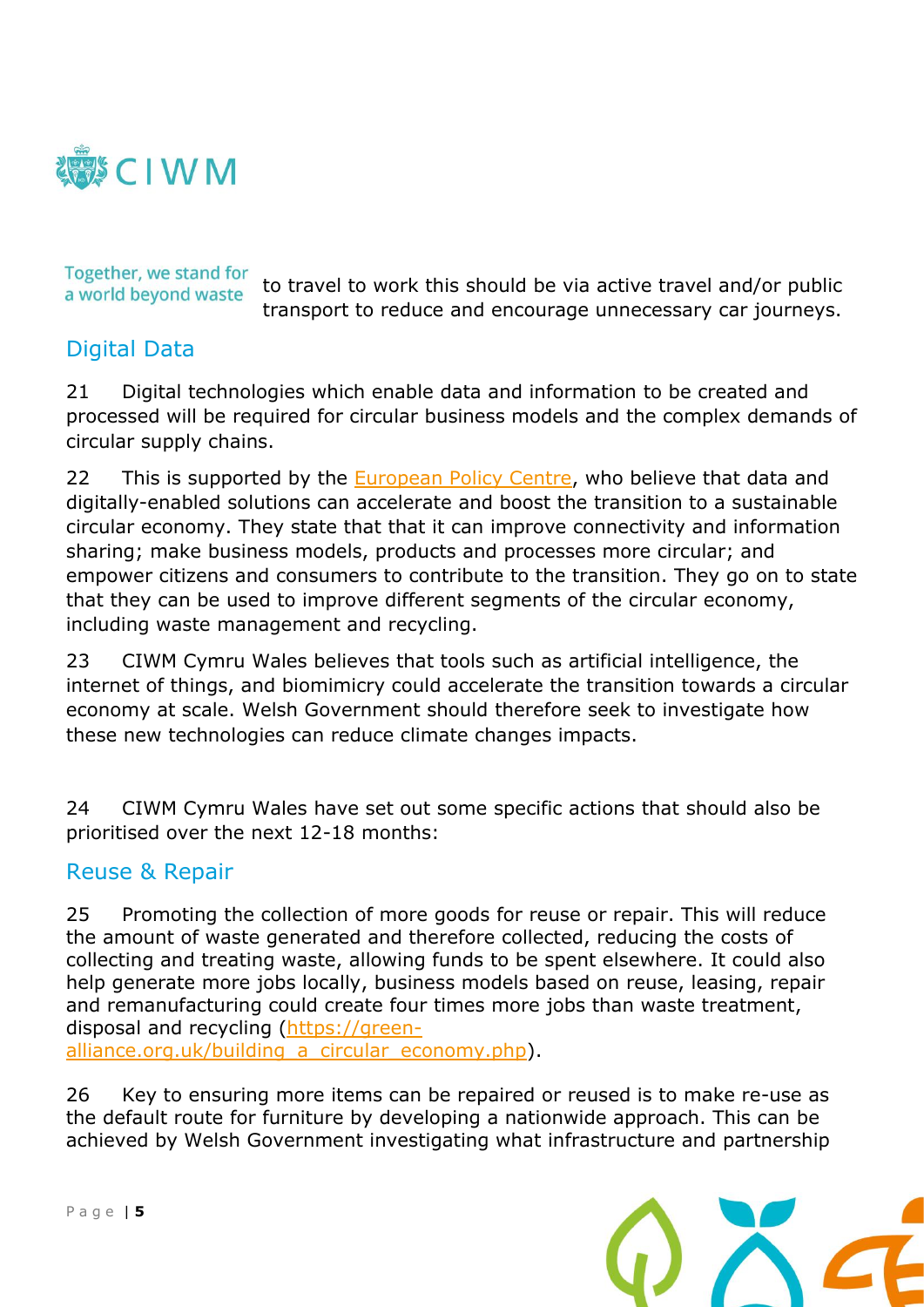to travel to work this should be via active travel and/or public transport to reduce and encourage unnecessary car journeys.

## Digital Data

21 Digital technologies which enable data and information to be created and processed will be required for circular business models and the complex demands of circular supply chains.

22 This is supported by the European Policy Centre, who believe that data and digitally-enabled solutions can accelerate and boost the transition to a sustainable circular economy. They state that that it can improve connectivity and information sharing; make business models, products and processes more circular; and empower citizens and consumers to contribute to the transition. They go on to state that they can be used to improve different segments of the circular economy, including waste management and recycling.

23 CIWM Cymru Wales believes that tools such as artificial intelligence, the internet of things, and biomimicry could accelerate the transition towards a circular economy at scale. Welsh Government should therefore seek to investigate how these new technologies can reduce climate changes impacts.

24 CIWM Cymru Wales have set out some specific actions that should also be prioritised over the next 12-18 months:

## Reuse & Repair

25 Promoting the collection of more goods for reuse or repair. This will reduce the amount of waste generated and therefore collected, reducing the costs of collecting and treating waste, allowing funds to be spent elsewhere. It could also help generate more jobs locally, business models based on reuse, leasing, repair and remanufacturing could create four times more jobs than waste treatment, disposal and recycling (https://green-alliance.org.uk/building_a_circular_economy.php).

26 Key to ensuring more items can be repaired or reused is to make re-use as the default route for furniture by developing a nationwide approach. This can be achieved by Welsh Government investigating what infrastructure and partnership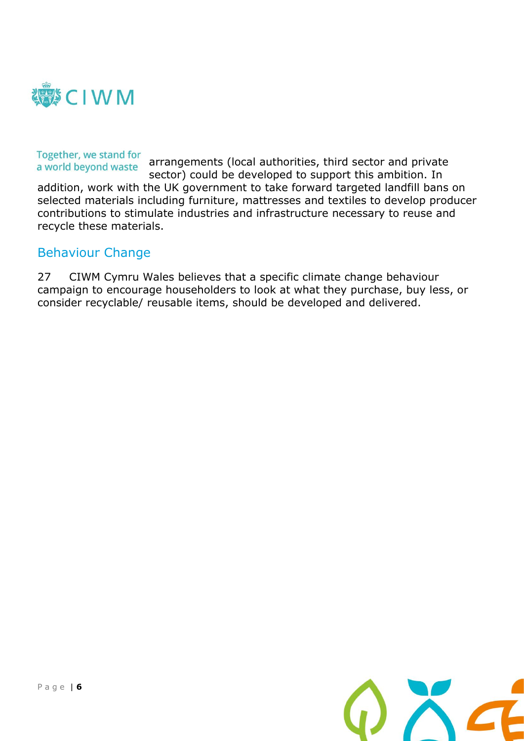arrangements (local authorities, third sector and private sector) could be developed to support this ambition. In addition, work with the UK government to take forward targeted landfill bans on selected materials including furniture, mattresses and textiles to develop producer contributions to stimulate industries and infrastructure necessary to reuse and recycle these materials.

## Behaviour Change

27 CIWM Cymru Wales believes that a specific climate change behaviour campaign to encourage householders to look at what they purchase, buy less, or consider recyclable/ reusable items, should be developed and delivered.